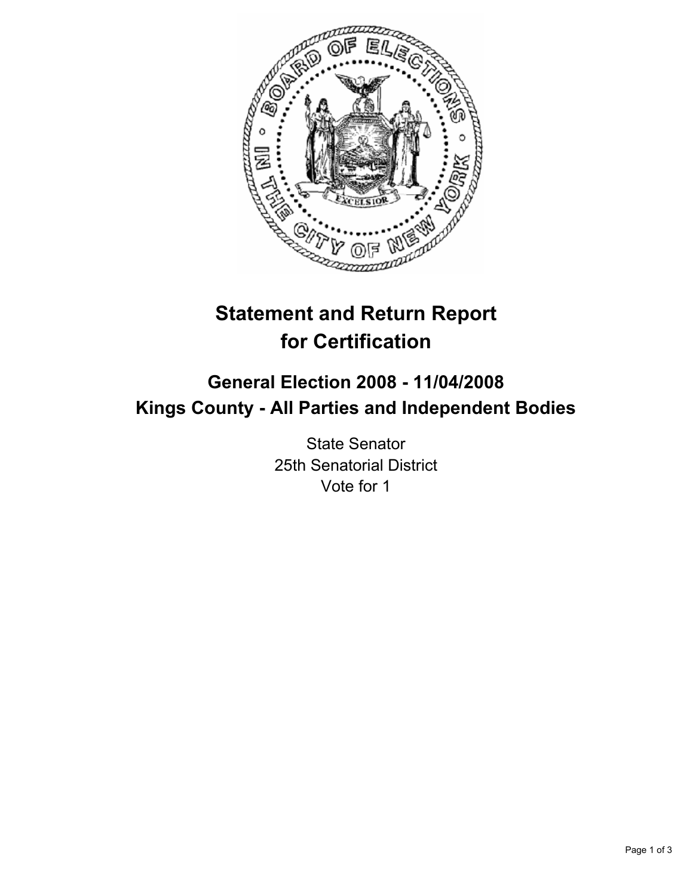# Statement and Return Report for Certification

## General Election 2008 - 11/04/2008
## Kings County - All Parties and Independent Bodies

State Senator
25th Senatorial District
Vote for 1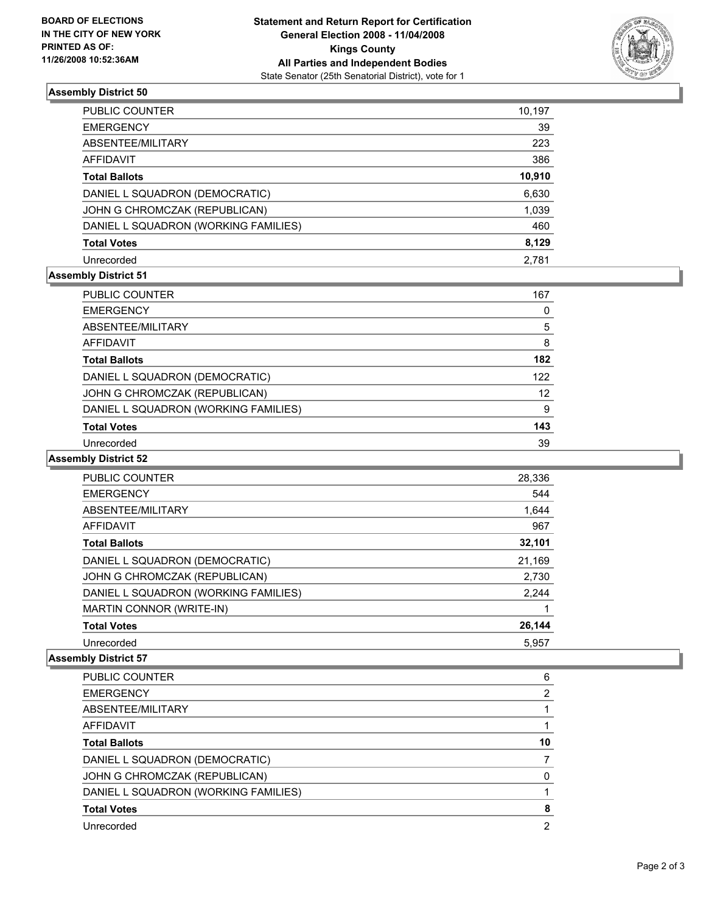**BOARD OF ELECTIONS**
**IN THE CITY OF NEW YORK**
**PRINTED AS OF:**
**11/26/2008 10:52:36AM**

**Statement and Return Report for Certification**
**General Election 2008 - 11/04/2008**
**Kings County**
**All Parties and Independent Bodies**
State Senator (25th Senatorial District), vote for 1

### Assembly District 50

| | |
|---|---|
| PUBLIC COUNTER | 10,197 |
| EMERGENCY | 39 |
| ABSENTEE/MILITARY | 223 |
| AFFIDAVIT | 386 |
| **Total Ballots** | **10,910** |
| DANIEL L SQUADRON (DEMOCRATIC) | 6,630 |
| JOHN G CHROMCZAK (REPUBLICAN) | 1,039 |
| DANIEL L SQUADRON (WORKING FAMILIES) | 460 |
| **Total Votes** | **8,129** |
| Unrecorded | 2,781 |

### Assembly District 51

| | |
|---|---|
| PUBLIC COUNTER | 167 |
| EMERGENCY | 0 |
| ABSENTEE/MILITARY | 5 |
| AFFIDAVIT | 8 |
| **Total Ballots** | **182** |
| DANIEL L SQUADRON (DEMOCRATIC) | 122 |
| JOHN G CHROMCZAK (REPUBLICAN) | 12 |
| DANIEL L SQUADRON (WORKING FAMILIES) | 9 |
| **Total Votes** | **143** |
| Unrecorded | 39 |

### Assembly District 52

| | |
|---|---|
| PUBLIC COUNTER | 28,336 |
| EMERGENCY | 544 |
| ABSENTEE/MILITARY | 1,644 |
| AFFIDAVIT | 967 |
| **Total Ballots** | **32,101** |
| DANIEL L SQUADRON (DEMOCRATIC) | 21,169 |
| JOHN G CHROMCZAK (REPUBLICAN) | 2,730 |
| DANIEL L SQUADRON (WORKING FAMILIES) | 2,244 |
| MARTIN CONNOR (WRITE-IN) | 1 |
| **Total Votes** | **26,144** |
| Unrecorded | 5,957 |

### Assembly District 57

| | |
|---|---|
| PUBLIC COUNTER | 6 |
| EMERGENCY | 2 |
| ABSENTEE/MILITARY | 1 |
| AFFIDAVIT | 1 |
| **Total Ballots** | **10** |
| DANIEL L SQUADRON (DEMOCRATIC) | 7 |
| JOHN G CHROMCZAK (REPUBLICAN) | 0 |
| DANIEL L SQUADRON (WORKING FAMILIES) | 1 |
| **Total Votes** | **8** |
| Unrecorded | 2 |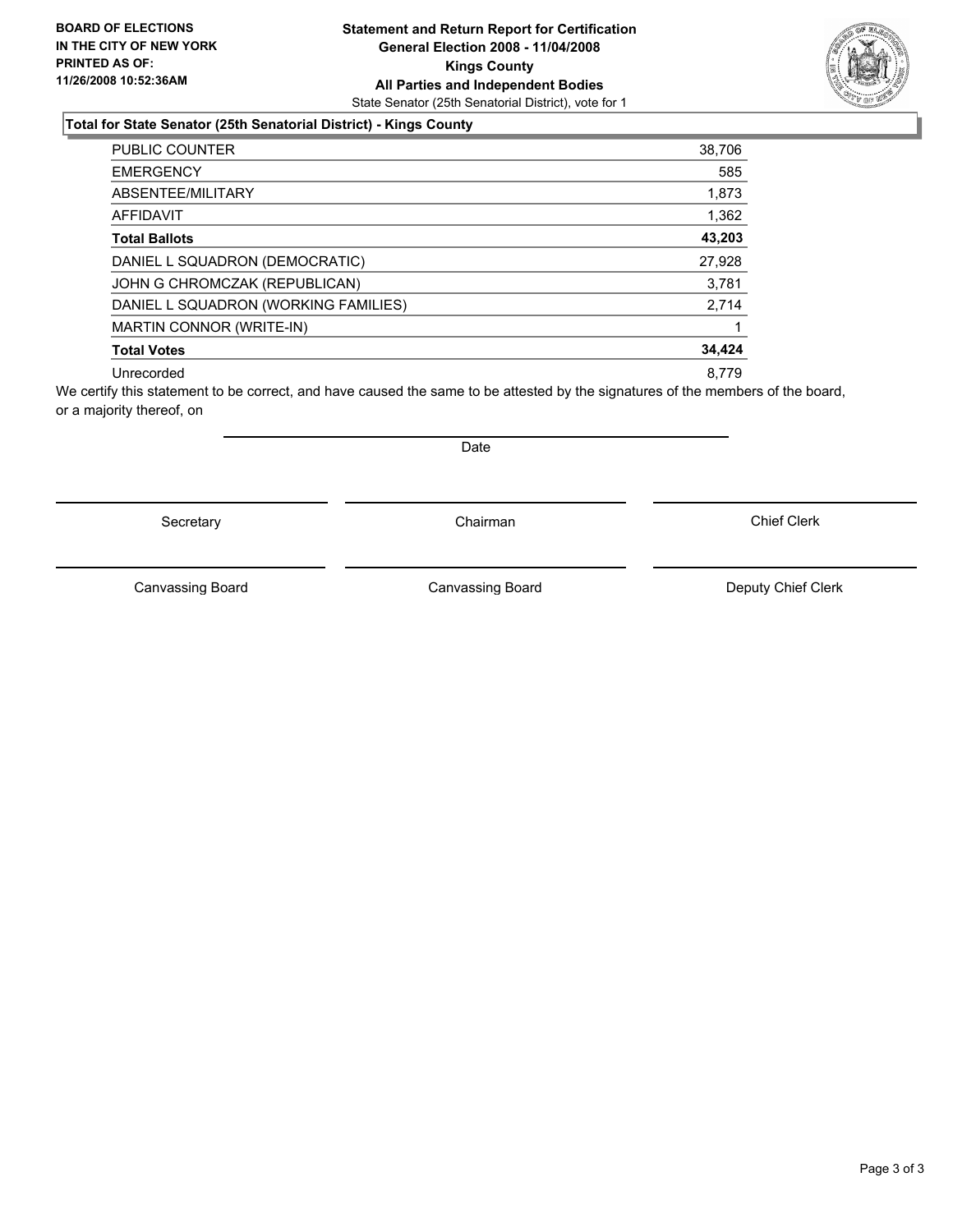**BOARD OF ELECTIONS IN THE CITY OF NEW YORK PRINTED AS OF: 11/26/2008 10:52:36AM**

**Statement and Return Report for Certification**
**General Election 2008 - 11/04/2008**
**Kings County**
**All Parties and Independent Bodies**
State Senator (25th Senatorial District), vote for 1

### Total for State Senator (25th Senatorial District) - Kings County

| | |
|---|---|
| PUBLIC COUNTER | 38,706 |
| EMERGENCY | 585 |
| ABSENTEE/MILITARY | 1,873 |
| AFFIDAVIT | 1,362 |
| **Total Ballots** | **43,203** |
| DANIEL L SQUADRON (DEMOCRATIC) | 27,928 |
| JOHN G CHROMCZAK (REPUBLICAN) | 3,781 |
| DANIEL L SQUADRON (WORKING FAMILIES) | 2,714 |
| MARTIN CONNOR (WRITE-IN) | 1 |
| **Total Votes** | **34,424** |
| Unrecorded | 8,779 |

We certify this statement to be correct, and have caused the same to be attested by the signatures of the members of the board, or a majority thereof, on

Date

| | | |
|---|---|---|
| Secretary | Chairman | Chief Clerk |
| Canvassing Board | Canvassing Board | Deputy Chief Clerk |